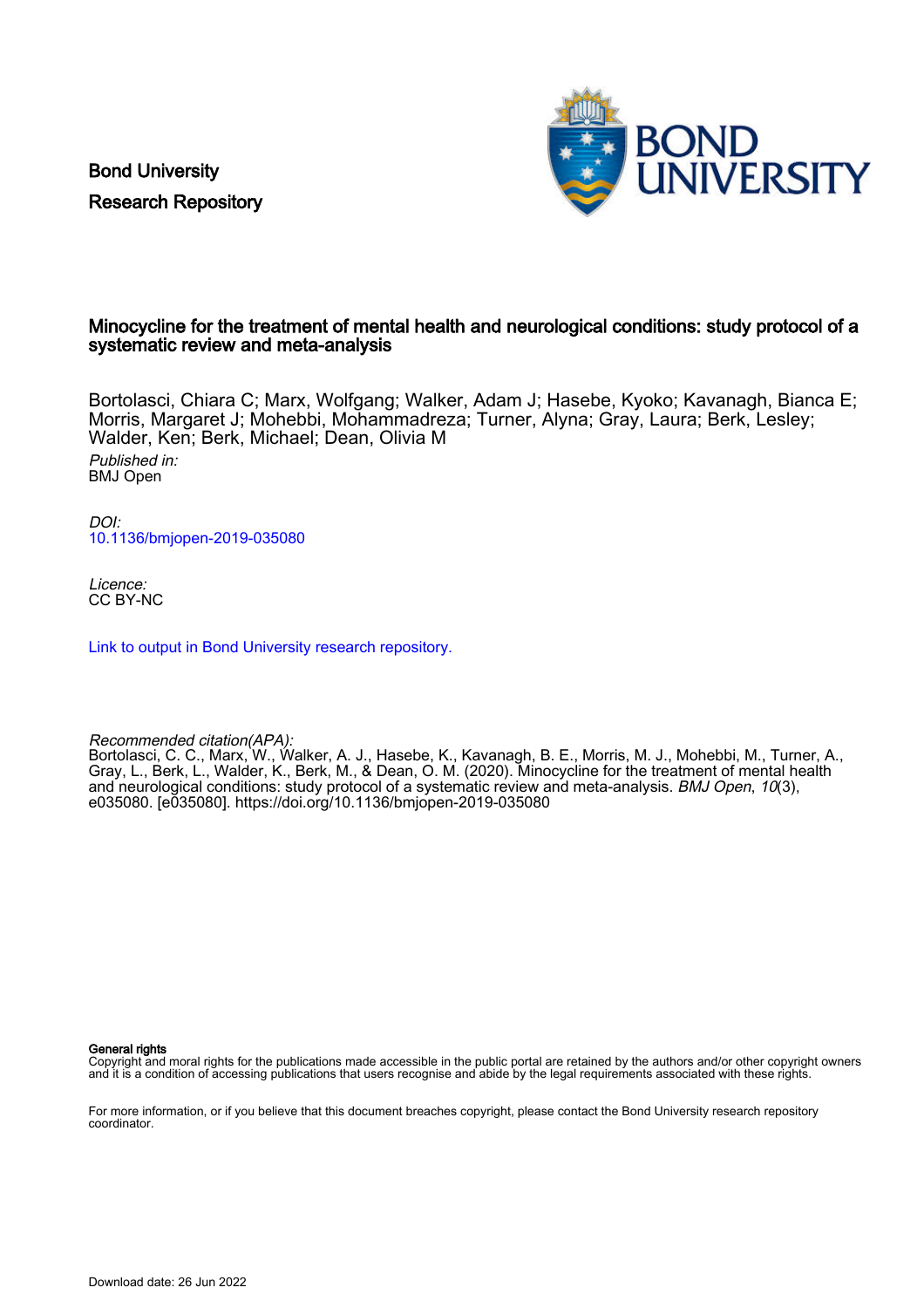Bond University
Research Repository

# Minocycline for the treatment of mental health and neurological conditions: study protocol of a systematic review and meta-analysis

Bortolasci, Chiara C; Marx, Wolfgang; Walker, Adam J; Hasebe, Kyoko; Kavanagh, Bianca E; Morris, Margaret J; Mohebbi, Mohammadreza; Turner, Alyna; Gray, Laura; Berk, Lesley; Walder, Ken; Berk, Michael; Dean, Olivia M

*Published in:*
BMJ Open

*DOI:*
10.1136/bmjopen-2019-035080

*Licence:*
CC BY-NC

Link to output in Bond University research repository.

*Recommended citation(APA):*
Bortolasci, C. C., Marx, W., Walker, A. J., Hasebe, K., Kavanagh, B. E., Morris, M. J., Mohebbi, M., Turner, A., Gray, L., Berk, L., Walder, K., Berk, M., & Dean, O. M. (2020). Minocycline for the treatment of mental health and neurological conditions: study protocol of a systematic review and meta-analysis. *BMJ Open*, *10*(3), e035080. [e035080]. https://doi.org/10.1136/bmjopen-2019-035080

**General rights**
Copyright and moral rights for the publications made accessible in the public portal are retained by the authors and/or other copyright owners and it is a condition of accessing publications that users recognise and abide by the legal requirements associated with these rights.

For more information, or if you believe that this document breaches copyright, please contact the Bond University research repository coordinator.

Download date: 26 Jun 2022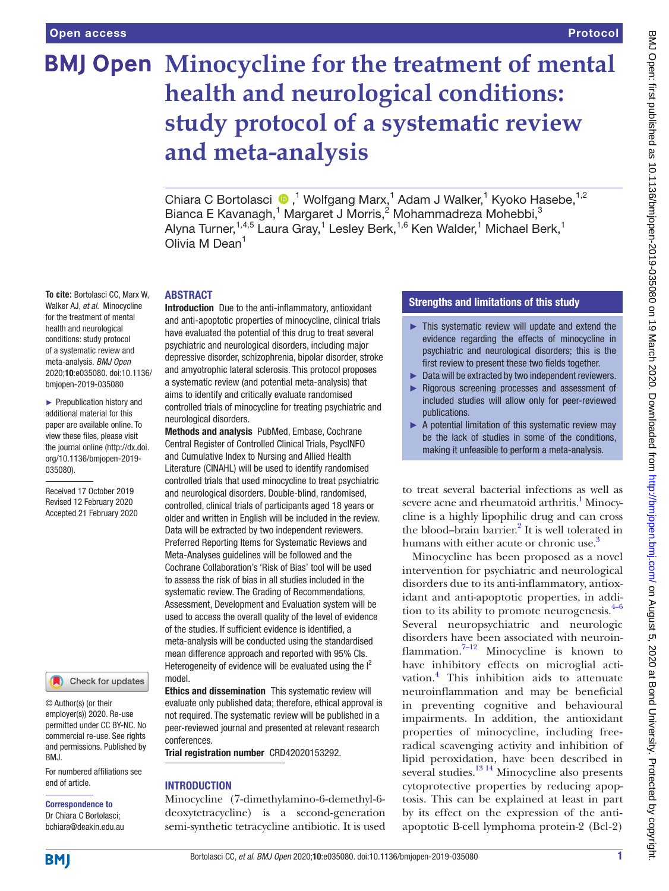# Minocycline for the treatment of mental health and neurological conditions: study protocol of a systematic review and meta-analysis

Chiara C Bortolasci,[1] Wolfgang Marx,[1] Adam J Walker,[1] Kyoko Hasebe,[1,2] Bianca E Kavanagh,[1] Margaret J Morris,[2] Mohammadreza Mohebbi,[3] Alyna Turner,[1,4,5] Laura Gray,[1] Lesley Berk,[1,6] Ken Walder,[1] Michael Berk,[1] Olivia M Dean[1]

**To cite:** Bortolasci CC, Marx W, Walker AJ, *et al*. Minocycline for the treatment of mental health and neurological conditions: study protocol of a systematic review and meta-analysis. *BMJ Open* 2020;**10**:e035080. doi:10.1136/bmjopen-2019-035080

► Prepublication history and additional material for this paper are available online. To view these files, please visit the journal online (http://dx.doi.org/10.1136/bmjopen-2019-035080).

Received 17 October 2019
Revised 12 February 2020
Accepted 21 February 2020

© Author(s) (or their employer(s)) 2020. Re-use permitted under CC BY-NC. No commercial re-use. See rights and permissions. Published by BMJ.

For numbered affiliations see end of article.

**Correspondence to**
Dr Chiara C Bortolasci;
bchiara@deakin.edu.au

## ABSTRACT

**Introduction** Due to the anti-inflammatory, antioxidant and anti-apoptotic properties of minocycline, clinical trials have evaluated the potential of this drug to treat several psychiatric and neurological disorders, including major depressive disorder, schizophrenia, bipolar disorder, stroke and amyotrophic lateral sclerosis. This protocol proposes a systematic review (and potential meta-analysis) that aims to identify and critically evaluate randomised controlled trials of minocycline for treating psychiatric and neurological disorders.

**Methods and analysis** PubMed, Embase, Cochrane Central Register of Controlled Clinical Trials, PsycINFO and Cumulative Index to Nursing and Allied Health Literature (CINAHL) will be used to identify randomised controlled trials that used minocycline to treat psychiatric and neurological disorders. Double-blind, randomised, controlled, clinical trials of participants aged 18 years or older and written in English will be included in the review. Data will be extracted by two independent reviewers. Preferred Reporting Items for Systematic Reviews and Meta-Analyses guidelines will be followed and the Cochrane Collaboration's 'Risk of Bias' tool will be used to assess the risk of bias in all studies included in the systematic review. The Grading of Recommendations, Assessment, Development and Evaluation system will be used to access the overall quality of the level of evidence of the studies. If sufficient evidence is identified, a meta-analysis will be conducted using the standardised mean difference approach and reported with 95% CIs. Heterogeneity of evidence will be evaluated using the $I^2$ model.

**Ethics and dissemination** This systematic review will evaluate only published data; therefore, ethical approval is not required. The systematic review will be published in a peer-reviewed journal and presented at relevant research conferences.

**Trial registration number** CRD42020153292.

### Strengths and limitations of this study

- This systematic review will update and extend the evidence regarding the effects of minocycline in psychiatric and neurological disorders; this is the first review to present these two fields together.
- Data will be extracted by two independent reviewers.
- Rigorous screening processes and assessment of included studies will allow only for peer-reviewed publications.
- A potential limitation of this systematic review may be the lack of studies in some of the conditions, making it unfeasible to perform a meta-analysis.

## INTRODUCTION

Minocycline (7-dimethylamino-6-demethyl-6-deoxytetracycline) is a second-generation semi-synthetic tetracycline antibiotic. It is used to treat several bacterial infections as well as severe acne and rheumatoid arthritis.[1] Minocycline is a highly lipophilic drug and can cross the blood–brain barrier.[2] It is well tolerated in humans with either acute or chronic use.[3]

Minocycline has been proposed as a novel intervention for psychiatric and neurological disorders due to its anti-inflammatory, antioxidant and anti-apoptotic properties, in addition to its ability to promote neurogenesis.[4–6] Several neuropsychiatric and neurologic disorders have been associated with neuroinflammation.[7–12] Minocycline is known to have inhibitory effects on microglial activation.[4] This inhibition aids to attenuate neuroinflammation and may be beneficial in preventing cognitive and behavioural impairments. In addition, the antioxidant properties of minocycline, including free-radical scavenging activity and inhibition of lipid peroxidation, have been described in several studies.[13 14] Minocycline also presents cytoprotective properties by reducing apoptosis. This can be explained at least in part by its effect on the expression of the anti-apoptotic B-cell lymphoma protein-2 (Bcl-2)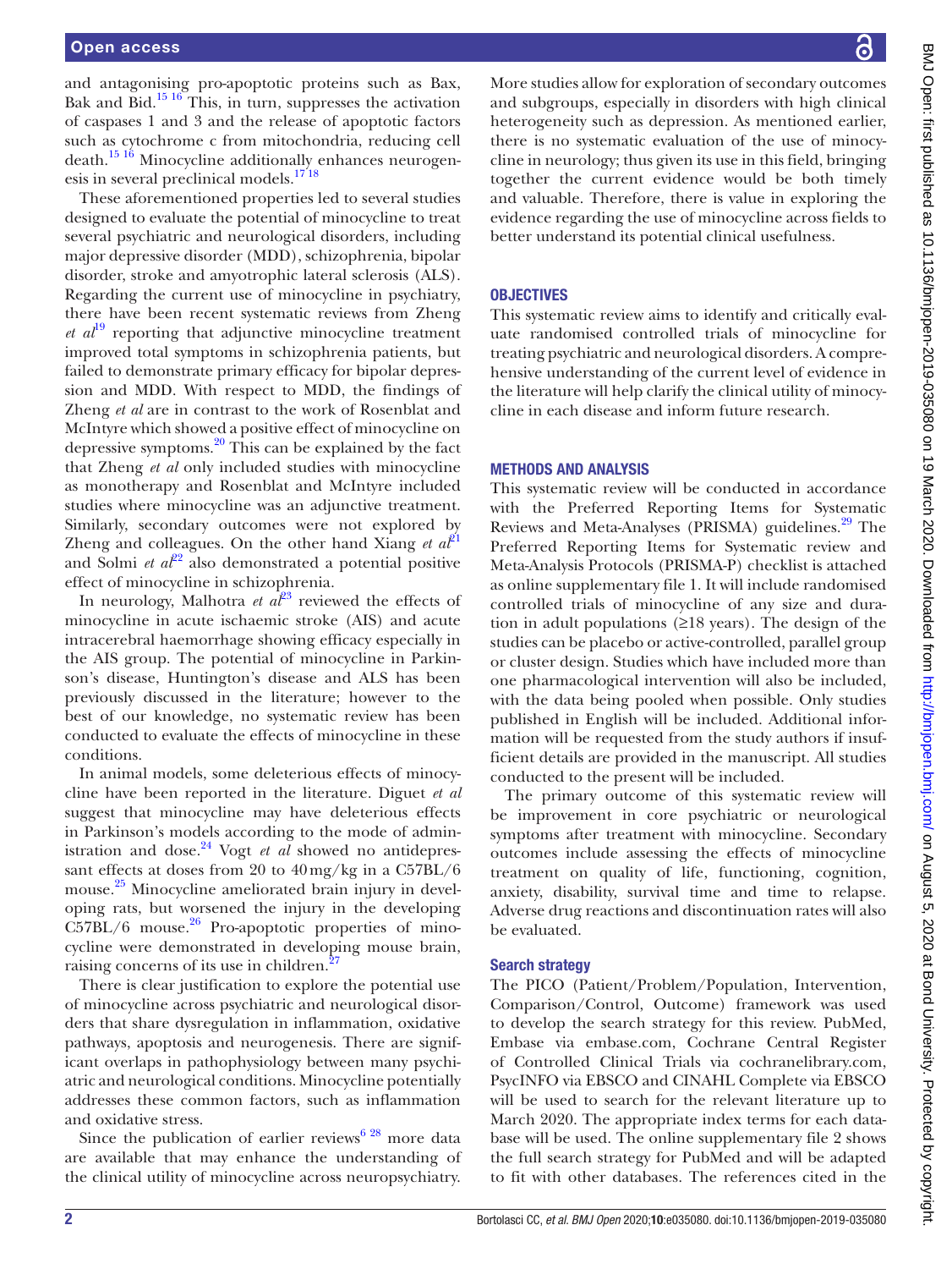and antagonising pro-apoptotic proteins such as Bax, Bak and Bid.[15,16] This, in turn, suppresses the activation of caspases 1 and 3 and the release of apoptotic factors such as cytochrome c from mitochondria, reducing cell death.[15,16] Minocycline additionally enhances neurogenesis in several preclinical models.[17,18]

These aforementioned properties led to several studies designed to evaluate the potential of minocycline to treat several psychiatric and neurological disorders, including major depressive disorder (MDD), schizophrenia, bipolar disorder, stroke and amyotrophic lateral sclerosis (ALS). Regarding the current use of minocycline in psychiatry, there have been recent systematic reviews from Zheng *et al*[19] reporting that adjunctive minocycline treatment improved total symptoms in schizophrenia patients, but failed to demonstrate primary efficacy for bipolar depression and MDD. With respect to MDD, the findings of Zheng *et al* are in contrast to the work of Rosenblat and McIntyre which showed a positive effect of minocycline on depressive symptoms.[20] This can be explained by the fact that Zheng *et al* only included studies with minocycline as monotherapy and Rosenblat and McIntyre included studies where minocycline was an adjunctive treatment. Similarly, secondary outcomes were not explored by Zheng and colleagues. On the other hand Xiang *et al*[21] and Solmi *et al*[22] also demonstrated a potential positive effect of minocycline in schizophrenia.

In neurology, Malhotra *et al*[23] reviewed the effects of minocycline in acute ischaemic stroke (AIS) and acute intracerebral haemorrhage showing efficacy especially in the AIS group. The potential of minocycline in Parkinson's disease, Huntington's disease and ALS has been previously discussed in the literature; however to the best of our knowledge, no systematic review has been conducted to evaluate the effects of minocycline in these conditions.

In animal models, some deleterious effects of minocycline have been reported in the literature. Diguet *et al* suggest that minocycline may have deleterious effects in Parkinson's models according to the mode of administration and dose.[24] Vogt *et al* showed no antidepressant effects at doses from 20 to 40 mg/kg in a C57BL/6 mouse.[25] Minocycline ameliorated brain injury in developing rats, but worsened the injury in the developing C57BL/6 mouse.[26] Pro-apoptotic properties of minocycline were demonstrated in developing mouse brain, raising concerns of its use in children.[27]

There is clear justification to explore the potential use of minocycline across psychiatric and neurological disorders that share dysregulation in inflammation, oxidative pathways, apoptosis and neurogenesis. There are significant overlaps in pathophysiology between many psychiatric and neurological conditions. Minocycline potentially addresses these common factors, such as inflammation and oxidative stress.

Since the publication of earlier reviews[6,28] more data are available that may enhance the understanding of the clinical utility of minocycline across neuropsychiatry. More studies allow for exploration of secondary outcomes and subgroups, especially in disorders with high clinical heterogeneity such as depression. As mentioned earlier, there is no systematic evaluation of the use of minocycline in neurology; thus given its use in this field, bringing together the current evidence would be both timely and valuable. Therefore, there is value in exploring the evidence regarding the use of minocycline across fields to better understand its potential clinical usefulness.

## OBJECTIVES

This systematic review aims to identify and critically evaluate randomised controlled trials of minocycline for treating psychiatric and neurological disorders. A comprehensive understanding of the current level of evidence in the literature will help clarify the clinical utility of minocycline in each disease and inform future research.

## METHODS AND ANALYSIS

This systematic review will be conducted in accordance with the Preferred Reporting Items for Systematic Reviews and Meta-Analyses (PRISMA) guidelines.[29] The Preferred Reporting Items for Systematic review and Meta-Analysis Protocols (PRISMA-P) checklist is attached as online supplementary file 1. It will include randomised controlled trials of minocycline of any size and duration in adult populations (≥18 years). The design of the studies can be placebo or active-controlled, parallel group or cluster design. Studies which have included more than one pharmacological intervention will also be included, with the data being pooled when possible. Only studies published in English will be included. Additional information will be requested from the study authors if insufficient details are provided in the manuscript. All studies conducted to the present will be included.

The primary outcome of this systematic review will be improvement in core psychiatric or neurological symptoms after treatment with minocycline. Secondary outcomes include assessing the effects of minocycline treatment on quality of life, functioning, cognition, anxiety, disability, survival time and time to relapse. Adverse drug reactions and discontinuation rates will also be evaluated.

### Search strategy

The PICO (Patient/Problem/Population, Intervention, Comparison/Control, Outcome) framework was used to develop the search strategy for this review. PubMed, Embase via embase.com, Cochrane Central Register of Controlled Clinical Trials via cochranelibrary.com, PsycINFO via EBSCO and CINAHL Complete via EBSCO will be used to search for the relevant literature up to March 2020. The appropriate index terms for each database will be used. The online supplementary file 2 shows the full search strategy for PubMed and will be adapted to fit with other databases. The references cited in the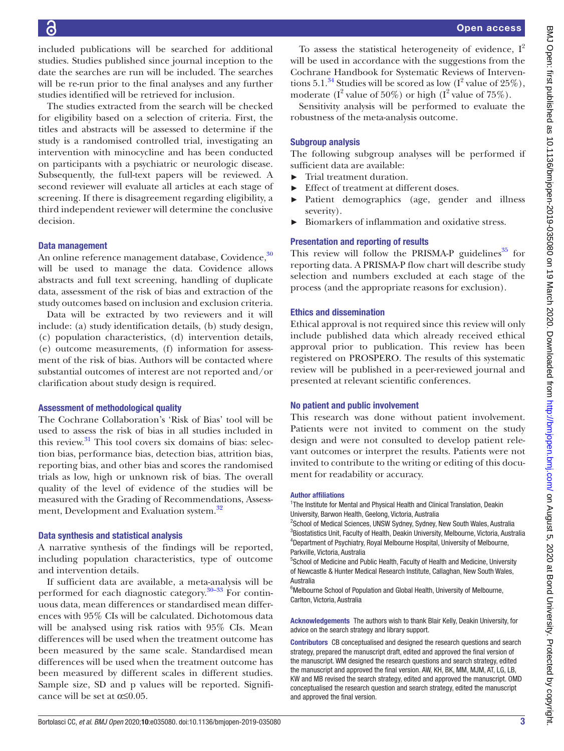included publications will be searched for additional studies. Studies published since journal inception to the date the searches are run will be included. The searches will be re-run prior to the final analyses and any further studies identified will be retrieved for inclusion.

The studies extracted from the search will be checked for eligibility based on a selection of criteria. First, the titles and abstracts will be assessed to determine if the study is a randomised controlled trial, investigating an intervention with minocycline and has been conducted on participants with a psychiatric or neurologic disease. Subsequently, the full-text papers will be reviewed. A second reviewer will evaluate all articles at each stage of screening. If there is disagreement regarding eligibility, a third independent reviewer will determine the conclusive decision.

### Data management

An online reference management database, Covidence,[30] will be used to manage the data. Covidence allows abstracts and full text screening, handling of duplicate data, assessment of the risk of bias and extraction of the study outcomes based on inclusion and exclusion criteria.

Data will be extracted by two reviewers and it will include: (a) study identification details, (b) study design, (c) population characteristics, (d) intervention details, (e) outcome measurements, (f) information for assessment of the risk of bias. Authors will be contacted where substantial outcomes of interest are not reported and/or clarification about study design is required.

### Assessment of methodological quality

The Cochrane Collaboration's 'Risk of Bias' tool will be used to assess the risk of bias in all studies included in this review.[31] This tool covers six domains of bias: selection bias, performance bias, detection bias, attrition bias, reporting bias, and other bias and scores the randomised trials as low, high or unknown risk of bias. The overall quality of the level of evidence of the studies will be measured with the Grading of Recommendations, Assessment, Development and Evaluation system.[32]

### Data synthesis and statistical analysis

A narrative synthesis of the findings will be reported, including population characteristics, type of outcome and intervention details.

If sufficient data are available, a meta-analysis will be performed for each diagnostic category.[30–33] For continuous data, mean differences or standardised mean differences with 95% CIs will be calculated. Dichotomous data will be analysed using risk ratios with 95% CIs. Mean differences will be used when the treatment outcome has been measured by the same scale. Standardised mean differences will be used when the treatment outcome has been measured by different scales in different studies. Sample size, SD and p values will be reported. Significance will be set at $\alpha \leq 0.05$.

To assess the statistical heterogeneity of evidence, $I^2$ will be used in accordance with the suggestions from the Cochrane Handbook for Systematic Reviews of Interventions 5.1.[34] Studies will be scored as low ($I^2$ value of 25%), moderate ($I^2$ value of 50%) or high ($I^2$ value of 75%).

Sensitivity analysis will be performed to evaluate the robustness of the meta-analysis outcome.

### Subgroup analysis

The following subgroup analyses will be performed if sufficient data are available:

- Trial treatment duration.
- Effect of treatment at different doses.
- Patient demographics (age, gender and illness severity).
- Biomarkers of inflammation and oxidative stress.

### Presentation and reporting of results

This review will follow the PRISMA-P guidelines[35] for reporting data. A PRISMA-P flow chart will describe study selection and numbers excluded at each stage of the process (and the appropriate reasons for exclusion).

### Ethics and dissemination

Ethical approval is not required since this review will only include published data which already received ethical approval prior to publication. This review has been registered on PROSPERO. The results of this systematic review will be published in a peer-reviewed journal and presented at relevant scientific conferences.

### No patient and public involvement

This research was done without patient involvement. Patients were not invited to comment on the study design and were not consulted to develop patient relevant outcomes or interpret the results. Patients were not invited to contribute to the writing or editing of this document for readability or accuracy.

#### Author affiliations

[1]The Institute for Mental and Physical Health and Clinical Translation, Deakin University, Barwon Health, Geelong, Victoria, Australia
[2]School of Medical Sciences, UNSW Sydney, Sydney, New South Wales, Australia
[3]Biostatistics Unit, Faculty of Health, Deakin University, Melbourne, Victoria, Australia
[4]Department of Psychiatry, Royal Melbourne Hospital, University of Melbourne, Parkville, Victoria, Australia
[5]School of Medicine and Public Health, Faculty of Health and Medicine, University of Newcastle & Hunter Medical Research Institute, Callaghan, New South Wales, Australia
[6]Melbourne School of Population and Global Health, University of Melbourne, Carlton, Victoria, Australia

**Acknowledgements** The authors wish to thank Blair Kelly, Deakin University, for advice on the search strategy and library support.

**Contributors** CB conceptualised and designed the research questions and search strategy, prepared the manuscript draft, edited and approved the final version of the manuscript. WM designed the research questions and search strategy, edited the manuscript and approved the final version. AW, KH, BK, MM, MJM, AT, LG, LB, KW and MB revised the search strategy, edited and approved the manuscript. OMD conceptualised the research question and search strategy, edited the manuscript and approved the final version.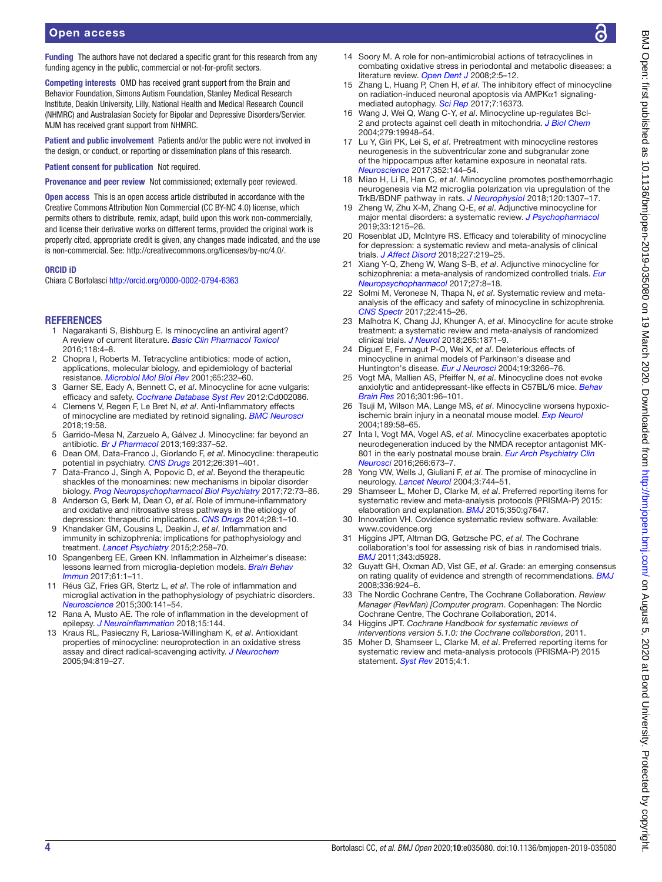**Funding** The authors have not declared a specific grant for this research from any funding agency in the public, commercial or not-for-profit sectors.

**Competing interests** OMD has received grant support from the Brain and Behavior Foundation, Simons Autism Foundation, Stanley Medical Research Institute, Deakin University, Lilly, National Health and Medical Research Council (NHMRC) and Australasian Society for Bipolar and Depressive Disorders/Servier. MJM has received grant support from NHMRC.

**Patient and public involvement** Patients and/or the public were not involved in the design, or conduct, or reporting or dissemination plans of this research.

**Patient consent for publication** Not required.

**Provenance and peer review** Not commissioned; externally peer reviewed.

**Open access** This is an open access article distributed in accordance with the Creative Commons Attribution Non Commercial (CC BY-NC 4.0) license, which permits others to distribute, remix, adapt, build upon this work non-commercially, and license their derivative works on different terms, provided the original work is properly cited, appropriate credit is given, any changes made indicated, and the use is non-commercial. See: http://creativecommons.org/licenses/by-nc/4.0/.

**ORCID iD**

Chiara C Bortolasci http://orcid.org/0000-0002-0794-6363

## REFERENCES

1. Nagarakanti S, Bishburg E. Is minocycline an antiviral agent? A review of current literature. *Basic Clin Pharmacol Toxicol* 2016;118:4–8.
2. Chopra I, Roberts M. Tetracycline antibiotics: mode of action, applications, molecular biology, and epidemiology of bacterial resistance. *Microbiol Mol Biol Rev* 2001;65:232–60.
3. Garner SE, Eady A, Bennett C, *et al*. Minocycline for acne vulgaris: efficacy and safety. *Cochrane Database Syst Rev* 2012:Cd002086.
4. Clemens V, Regen F, Le Bret N, *et al*. Anti-Inflammatory effects of minocycline are mediated by retinoid signaling. *BMC Neurosci* 2018;19:58.
5. Garrido-Mesa N, Zarzuelo A, Gálvez J. Minocycline: far beyond an antibiotic. *Br J Pharmacol* 2013;169:337–52.
6. Dean OM, Data-Franco J, Giorlando F, *et al*. Minocycline: therapeutic potential in psychiatry. *CNS Drugs* 2012;26:391–401.
7. Data-Franco J, Singh A, Popovic D, *et al*. Beyond the therapeutic shackles of the monoamines: new mechanisms in bipolar disorder biology. *Prog Neuropsychopharmacol Biol Psychiatry* 2017;72:73–86.
8. Anderson G, Berk M, Dean O, *et al*. Role of immune-inflammatory and oxidative and nitrosative stress pathways in the etiology of depression: therapeutic implications. *CNS Drugs* 2014;28:1–10.
9. Khandaker GM, Cousins L, Deakin J, *et al*. Inflammation and immunity in schizophrenia: implications for pathophysiology and treatment. *Lancet Psychiatry* 2015;2:258–70.
10. Spangenberg EE, Green KN. Inflammation in Alzheimer's disease: lessons learned from microglia-depletion models. *Brain Behav Immun* 2017;61:1–11.
11. Réus GZ, Fries GR, Stertz L, *et al*. The role of inflammation and microglial activation in the pathophysiology of psychiatric disorders. *Neuroscience* 2015;300:141–54.
12. Rana A, Musto AE. The role of inflammation in the development of epilepsy. *J Neuroinflammation* 2018;15:144.
13. Kraus RL, Pasieczny R, Lariosa-Willingham K, *et al*. Antioxidant properties of minocycline: neuroprotection in an oxidative stress assay and direct radical-scavenging activity. *J Neurochem* 2005;94:819–27.
14. Soory M. A role for non-antimicrobial actions of tetracyclines in combating oxidative stress in periodontal and metabolic diseases: a literature review. *Open Dent J* 2008;2:5–12.
15. Zhang L, Huang P, Chen H, *et al*. The inhibitory effect of minocycline on radiation-induced neuronal apoptosis via AMPKα1 signaling-mediated autophagy. *Sci Rep* 2017;7:16373.
16. Wang J, Wei Q, Wang C-Y, *et al*. Minocycline up-regulates Bcl-2 and protects against cell death in mitochondria. *J Biol Chem* 2004;279:19948–54.
17. Lu Y, Giri PK, Lei S, *et al*. Pretreatment with minocycline restores neurogenesis in the subventricular zone and subgranular zone of the hippocampus after ketamine exposure in neonatal rats. *Neuroscience* 2017;352:144–54.
18. Miao H, Li R, Han C, *et al*. Minocycline promotes posthemorrhagic neurogenesis via M2 microglia polarization via upregulation of the TrkB/BDNF pathway in rats. *J Neurophysiol* 2018;120:1307–17.
19. Zheng W, Zhu X-M, Zhang Q-E, *et al*. Adjunctive minocycline for major mental disorders: a systematic review. *J Psychopharmacol* 2019;33:1215–26.
20. Rosenblat JD, McIntyre RS. Efficacy and tolerability of minocycline for depression: a systematic review and meta-analysis of clinical trials. *J Affect Disord* 2018;227:219–25.
21. Xiang Y-Q, Zheng W, Wang S-B, *et al*. Adjunctive minocycline for schizophrenia: a meta-analysis of randomized controlled trials. *Eur Neuropsychopharmacol* 2017;27:8–18.
22. Solmi M, Veronese N, Thapa N, *et al*. Systematic review and meta-analysis of the efficacy and safety of minocycline in schizophrenia. *CNS Spectr* 2017;22:415–26.
23. Malhotra K, Chang JJ, Khunger A, *et al*. Minocycline for acute stroke treatment: a systematic review and meta-analysis of randomized clinical trials. *J Neurol* 2018;265:1871–9.
24. Diguet E, Fernagut P-O, Wei X, *et al*. Deleterious effects of minocycline in animal models of Parkinson's disease and Huntington's disease. *Eur J Neurosci* 2004;19:3266–76.
25. Vogt MA, Mallien AS, Pfeiffer N, *et al*. Minocycline does not evoke anxiolytic and antidepressant-like effects in C57BL/6 mice. *Behav Brain Res* 2016;301:96–101.
26. Tsuji M, Wilson MA, Lange MS, *et al*. Minocycline worsens hypoxic-ischemic brain injury in a neonatal mouse model. *Exp Neurol* 2004;189:58–65.
27. Inta I, Vogt MA, Vogel AS, *et al*. Minocycline exacerbates apoptotic neurodegeneration induced by the NMDA receptor antagonist MK-801 in the early postnatal mouse brain. *Eur Arch Psychiatry Clin Neurosci* 2016;266:673–7.
28. Yong VW, Wells J, Giuliani F, *et al*. The promise of minocycline in neurology. *Lancet Neurol* 2004;3:744–51.
29. Shamseer L, Moher D, Clarke M, *et al*. Preferred reporting items for systematic review and meta-analysis protocols (PRISMA-P) 2015: elaboration and explanation. *BMJ* 2015;350:g7647.
30. Innovation VH. Covidence systematic review software. Available: www.covidence.org
31. Higgins JPT, Altman DG, Gøtzsche PC, *et al*. The Cochrane collaboration's tool for assessing risk of bias in randomised trials. *BMJ* 2011;343:d5928.
32. Guyatt GH, Oxman AD, Vist GE, *et al*. Grade: an emerging consensus on rating quality of evidence and strength of recommendations. *BMJ* 2008;336:924–6.
33. The Nordic Cochrane Centre, The Cochrane Collaboration. *Review Manager (RevMan) [Computer program*. Copenhagen: The Nordic Cochrane Centre, The Cochrane Collaboration, 2014.
34. Higgins JPT. *Cochrane Handbook for systematic reviews of interventions version 5.1.0: the Cochrane collaboration*, 2011.
35. Moher D, Shamseer L, Clarke M, *et al*. Preferred reporting items for systematic review and meta-analysis protocols (PRISMA-P) 2015 statement. *Syst Rev* 2015;4:1.